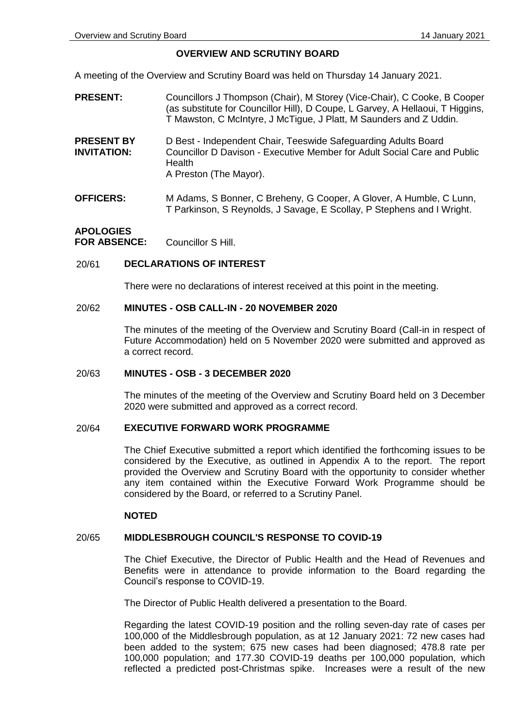# OVERVIEW AND SCRUTINY BOARD

A meeting of the Overview and Scrutiny Board was held on Thursday 14 January 2021.

**PRESENT:** Councillors J Thompson (Chair), M Storey (Vice-Chair), C Cooke, B Cooper (as substitute for Councillor Hill), D Coupe, L Garvey, A Hellaoui, T Higgins, T Mawston, C McIntyre, J McTigue, J Platt, M Saunders and Z Uddin.

**PRESENT BY INVITATION:** D Best - Independent Chair, Teeswide Safeguarding Adults Board
Councillor D Davison - Executive Member for Adult Social Care and Public Health
A Preston (The Mayor).

**OFFICERS:** M Adams, S Bonner, C Breheny, G Cooper, A Glover, A Humble, C Lunn, T Parkinson, S Reynolds, J Savage, E Scollay, P Stephens and I Wright.

**APOLOGIES FOR ABSENCE:** Councillor S Hill.

## 20/61 DECLARATIONS OF INTEREST

There were no declarations of interest received at this point in the meeting.

## 20/62 MINUTES - OSB CALL-IN - 20 NOVEMBER 2020

The minutes of the meeting of the Overview and Scrutiny Board (Call-in in respect of Future Accommodation) held on 5 November 2020 were submitted and approved as a correct record.

## 20/63 MINUTES - OSB - 3 DECEMBER 2020

The minutes of the meeting of the Overview and Scrutiny Board held on 3 December 2020 were submitted and approved as a correct record.

## 20/64 EXECUTIVE FORWARD WORK PROGRAMME

The Chief Executive submitted a report which identified the forthcoming issues to be considered by the Executive, as outlined in Appendix A to the report. The report provided the Overview and Scrutiny Board with the opportunity to consider whether any item contained within the Executive Forward Work Programme should be considered by the Board, or referred to a Scrutiny Panel.

**NOTED**

## 20/65 MIDDLESBROUGH COUNCIL'S RESPONSE TO COVID-19

The Chief Executive, the Director of Public Health and the Head of Revenues and Benefits were in attendance to provide information to the Board regarding the Council's response to COVID-19.

The Director of Public Health delivered a presentation to the Board.

Regarding the latest COVID-19 position and the rolling seven-day rate of cases per 100,000 of the Middlesbrough population, as at 12 January 2021: 72 new cases had been added to the system; 675 new cases had been diagnosed; 478.8 rate per 100,000 population; and 177.30 COVID-19 deaths per 100,000 population, which reflected a predicted post-Christmas spike. Increases were a result of the new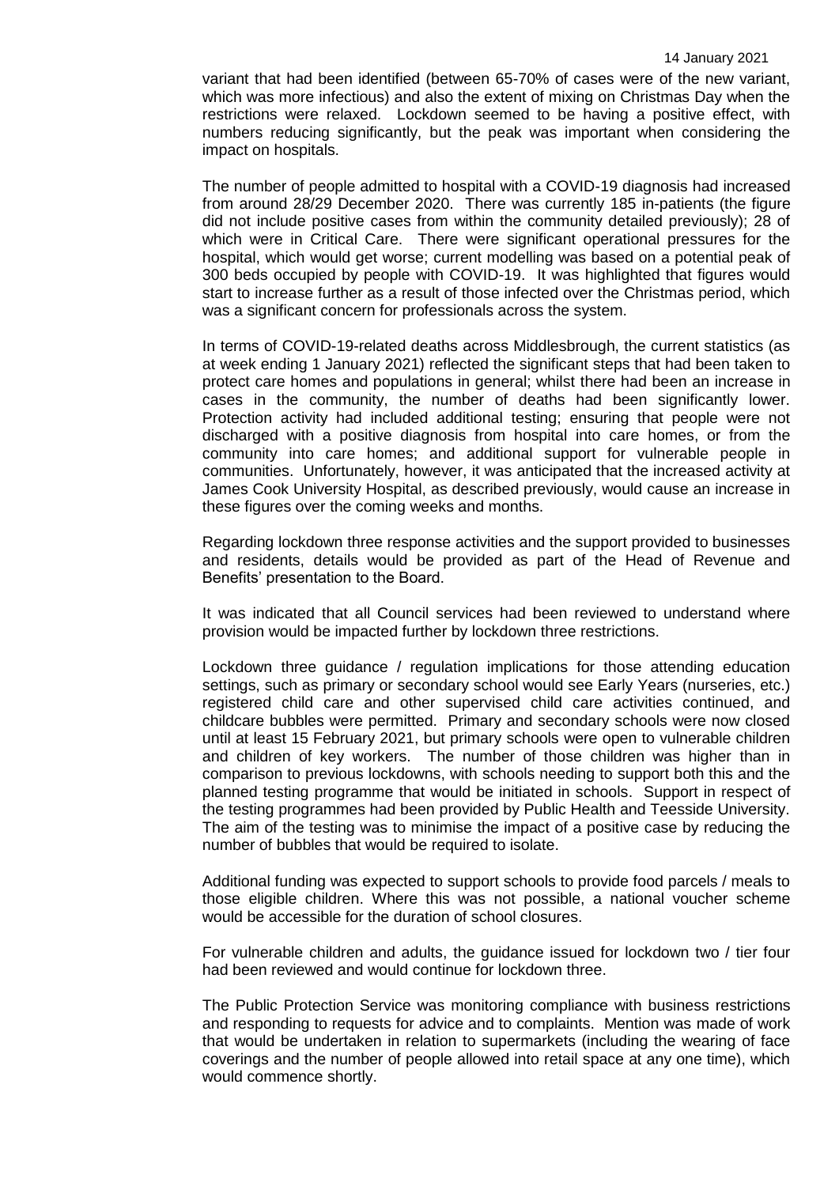variant that had been identified (between 65-70% of cases were of the new variant, which was more infectious) and also the extent of mixing on Christmas Day when the restrictions were relaxed. Lockdown seemed to be having a positive effect, with numbers reducing significantly, but the peak was important when considering the impact on hospitals.

The number of people admitted to hospital with a COVID-19 diagnosis had increased from around 28/29 December 2020. There was currently 185 in-patients (the figure did not include positive cases from within the community detailed previously); 28 of which were in Critical Care. There were significant operational pressures for the hospital, which would get worse; current modelling was based on a potential peak of 300 beds occupied by people with COVID-19. It was highlighted that figures would start to increase further as a result of those infected over the Christmas period, which was a significant concern for professionals across the system.

In terms of COVID-19-related deaths across Middlesbrough, the current statistics (as at week ending 1 January 2021) reflected the significant steps that had been taken to protect care homes and populations in general; whilst there had been an increase in cases in the community, the number of deaths had been significantly lower. Protection activity had included additional testing; ensuring that people were not discharged with a positive diagnosis from hospital into care homes, or from the community into care homes; and additional support for vulnerable people in communities. Unfortunately, however, it was anticipated that the increased activity at James Cook University Hospital, as described previously, would cause an increase in these figures over the coming weeks and months.

Regarding lockdown three response activities and the support provided to businesses and residents, details would be provided as part of the Head of Revenue and Benefits' presentation to the Board.

It was indicated that all Council services had been reviewed to understand where provision would be impacted further by lockdown three restrictions.

Lockdown three guidance / regulation implications for those attending education settings, such as primary or secondary school would see Early Years (nurseries, etc.) registered child care and other supervised child care activities continued, and childcare bubbles were permitted. Primary and secondary schools were now closed until at least 15 February 2021, but primary schools were open to vulnerable children and children of key workers. The number of those children was higher than in comparison to previous lockdowns, with schools needing to support both this and the planned testing programme that would be initiated in schools. Support in respect of the testing programmes had been provided by Public Health and Teesside University. The aim of the testing was to minimise the impact of a positive case by reducing the number of bubbles that would be required to isolate.

Additional funding was expected to support schools to provide food parcels / meals to those eligible children. Where this was not possible, a national voucher scheme would be accessible for the duration of school closures.

For vulnerable children and adults, the guidance issued for lockdown two / tier four had been reviewed and would continue for lockdown three.

The Public Protection Service was monitoring compliance with business restrictions and responding to requests for advice and to complaints. Mention was made of work that would be undertaken in relation to supermarkets (including the wearing of face coverings and the number of people allowed into retail space at any one time), which would commence shortly.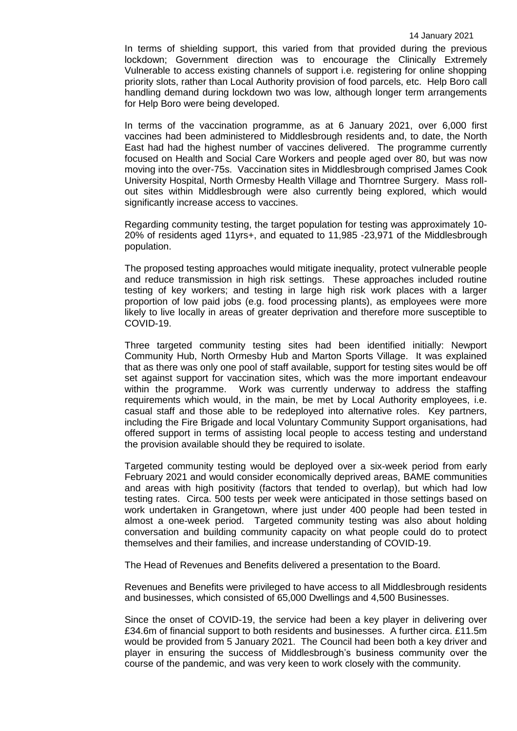In terms of shielding support, this varied from that provided during the previous lockdown; Government direction was to encourage the Clinically Extremely Vulnerable to access existing channels of support i.e. registering for online shopping priority slots, rather than Local Authority provision of food parcels, etc. Help Boro call handling demand during lockdown two was low, although longer term arrangements for Help Boro were being developed.

In terms of the vaccination programme, as at 6 January 2021, over 6,000 first vaccines had been administered to Middlesbrough residents and, to date, the North East had had the highest number of vaccines delivered. The programme currently focused on Health and Social Care Workers and people aged over 80, but was now moving into the over-75s. Vaccination sites in Middlesbrough comprised James Cook University Hospital, North Ormesby Health Village and Thorntree Surgery. Mass roll-out sites within Middlesbrough were also currently being explored, which would significantly increase access to vaccines.

Regarding community testing, the target population for testing was approximately 10-20% of residents aged 11yrs+, and equated to 11,985 -23,971 of the Middlesbrough population.

The proposed testing approaches would mitigate inequality, protect vulnerable people and reduce transmission in high risk settings. These approaches included routine testing of key workers; and testing in large high risk work places with a larger proportion of low paid jobs (e.g. food processing plants), as employees were more likely to live locally in areas of greater deprivation and therefore more susceptible to COVID-19.

Three targeted community testing sites had been identified initially: Newport Community Hub, North Ormesby Hub and Marton Sports Village. It was explained that as there was only one pool of staff available, support for testing sites would be off set against support for vaccination sites, which was the more important endeavour within the programme. Work was currently underway to address the staffing requirements which would, in the main, be met by Local Authority employees, i.e. casual staff and those able to be redeployed into alternative roles. Key partners, including the Fire Brigade and local Voluntary Community Support organisations, had offered support in terms of assisting local people to access testing and understand the provision available should they be required to isolate.

Targeted community testing would be deployed over a six-week period from early February 2021 and would consider economically deprived areas, BAME communities and areas with high positivity (factors that tended to overlap), but which had low testing rates. Circa. 500 tests per week were anticipated in those settings based on work undertaken in Grangetown, where just under 400 people had been tested in almost a one-week period. Targeted community testing was also about holding conversation and building community capacity on what people could do to protect themselves and their families, and increase understanding of COVID-19.

The Head of Revenues and Benefits delivered a presentation to the Board.

Revenues and Benefits were privileged to have access to all Middlesbrough residents and businesses, which consisted of 65,000 Dwellings and 4,500 Businesses.

Since the onset of COVID-19, the service had been a key player in delivering over £34.6m of financial support to both residents and businesses. A further circa. £11.5m would be provided from 5 January 2021. The Council had been both a key driver and player in ensuring the success of Middlesbrough's business community over the course of the pandemic, and was very keen to work closely with the community.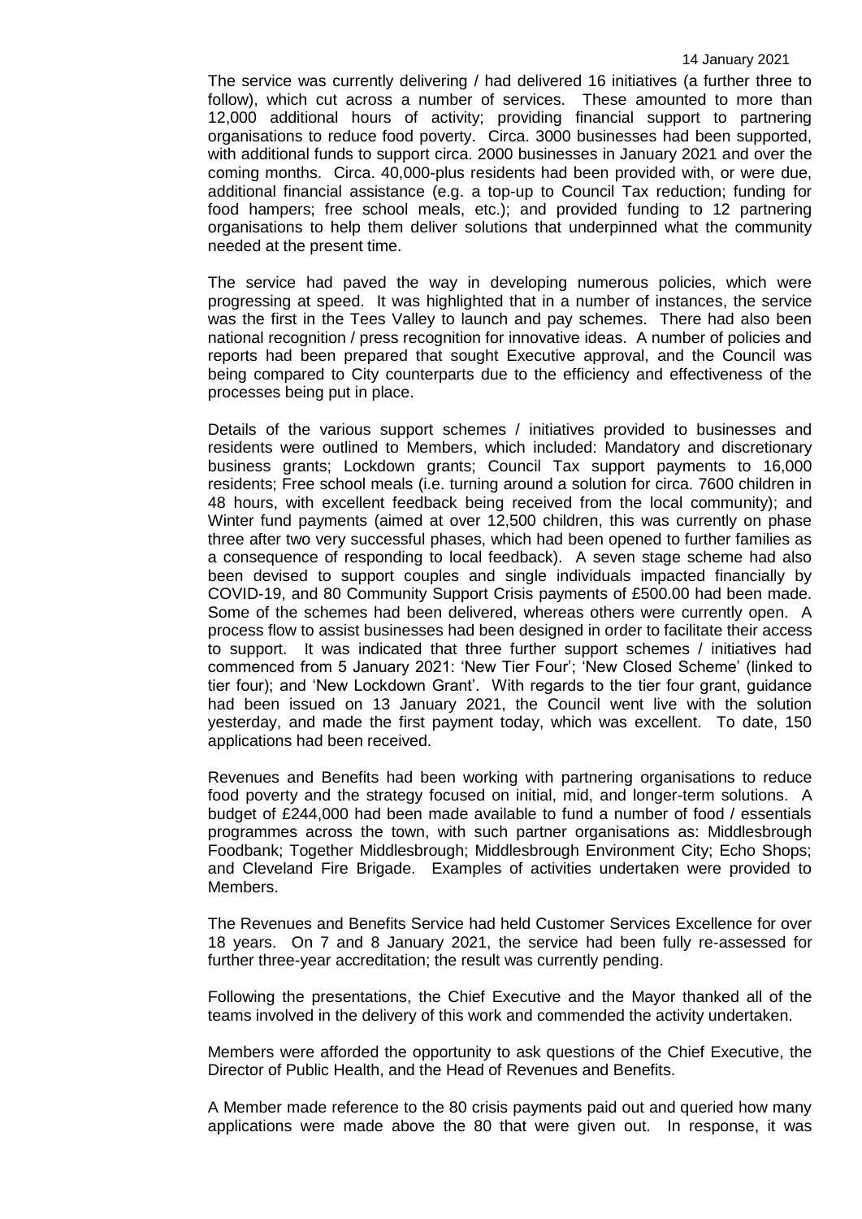The service was currently delivering / had delivered 16 initiatives (a further three to follow), which cut across a number of services. These amounted to more than 12,000 additional hours of activity; providing financial support to partnering organisations to reduce food poverty. Circa. 3000 businesses had been supported, with additional funds to support circa. 2000 businesses in January 2021 and over the coming months. Circa. 40,000-plus residents had been provided with, or were due, additional financial assistance (e.g. a top-up to Council Tax reduction; funding for food hampers; free school meals, etc.); and provided funding to 12 partnering organisations to help them deliver solutions that underpinned what the community needed at the present time.

The service had paved the way in developing numerous policies, which were progressing at speed. It was highlighted that in a number of instances, the service was the first in the Tees Valley to launch and pay schemes. There had also been national recognition / press recognition for innovative ideas. A number of policies and reports had been prepared that sought Executive approval, and the Council was being compared to City counterparts due to the efficiency and effectiveness of the processes being put in place.

Details of the various support schemes / initiatives provided to businesses and residents were outlined to Members, which included: Mandatory and discretionary business grants; Lockdown grants; Council Tax support payments to 16,000 residents; Free school meals (i.e. turning around a solution for circa. 7600 children in 48 hours, with excellent feedback being received from the local community); and Winter fund payments (aimed at over 12,500 children, this was currently on phase three after two very successful phases, which had been opened to further families as a consequence of responding to local feedback). A seven stage scheme had also been devised to support couples and single individuals impacted financially by COVID-19, and 80 Community Support Crisis payments of £500.00 had been made. Some of the schemes had been delivered, whereas others were currently open. A process flow to assist businesses had been designed in order to facilitate their access to support. It was indicated that three further support schemes / initiatives had commenced from 5 January 2021: 'New Tier Four'; 'New Closed Scheme' (linked to tier four); and 'New Lockdown Grant'. With regards to the tier four grant, guidance had been issued on 13 January 2021, the Council went live with the solution yesterday, and made the first payment today, which was excellent. To date, 150 applications had been received.

Revenues and Benefits had been working with partnering organisations to reduce food poverty and the strategy focused on initial, mid, and longer-term solutions. A budget of £244,000 had been made available to fund a number of food / essentials programmes across the town, with such partner organisations as: Middlesbrough Foodbank; Together Middlesbrough; Middlesbrough Environment City; Echo Shops; and Cleveland Fire Brigade. Examples of activities undertaken were provided to Members.

The Revenues and Benefits Service had held Customer Services Excellence for over 18 years. On 7 and 8 January 2021, the service had been fully re-assessed for further three-year accreditation; the result was currently pending.

Following the presentations, the Chief Executive and the Mayor thanked all of the teams involved in the delivery of this work and commended the activity undertaken.

Members were afforded the opportunity to ask questions of the Chief Executive, the Director of Public Health, and the Head of Revenues and Benefits.

A Member made reference to the 80 crisis payments paid out and queried how many applications were made above the 80 that were given out. In response, it was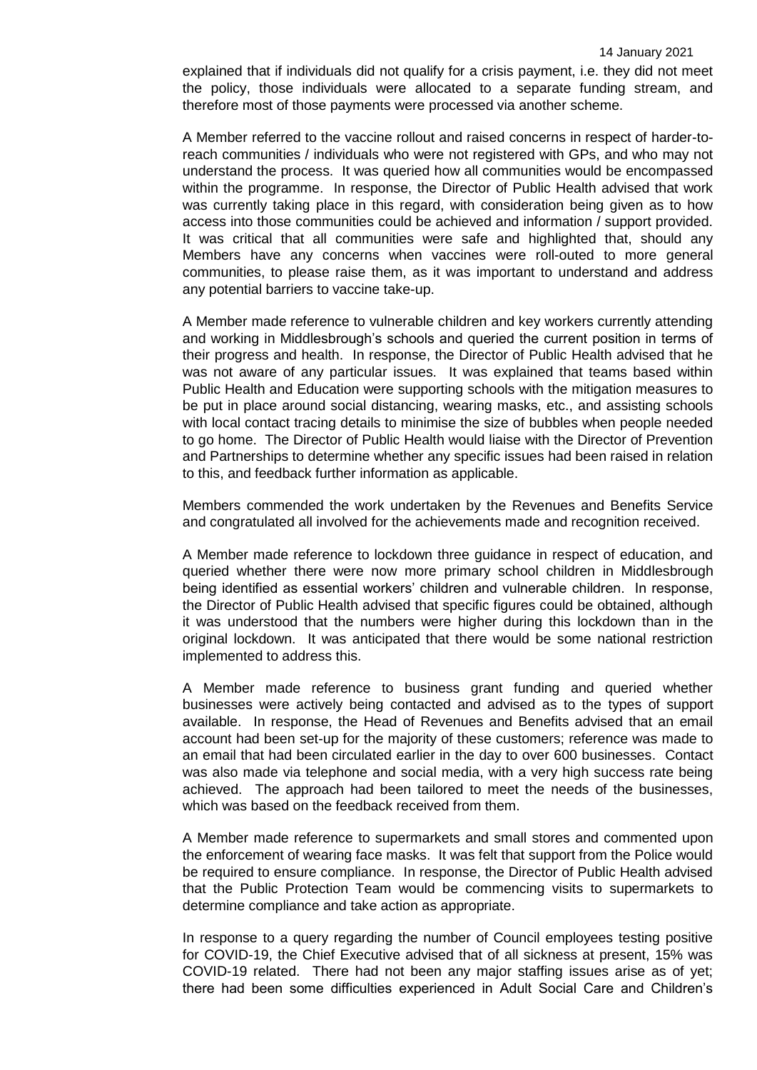explained that if individuals did not qualify for a crisis payment, i.e. they did not meet the policy, those individuals were allocated to a separate funding stream, and therefore most of those payments were processed via another scheme.

A Member referred to the vaccine rollout and raised concerns in respect of harder-to-reach communities / individuals who were not registered with GPs, and who may not understand the process. It was queried how all communities would be encompassed within the programme. In response, the Director of Public Health advised that work was currently taking place in this regard, with consideration being given as to how access into those communities could be achieved and information / support provided. It was critical that all communities were safe and highlighted that, should any Members have any concerns when vaccines were roll-outed to more general communities, to please raise them, as it was important to understand and address any potential barriers to vaccine take-up.

A Member made reference to vulnerable children and key workers currently attending and working in Middlesbrough's schools and queried the current position in terms of their progress and health. In response, the Director of Public Health advised that he was not aware of any particular issues. It was explained that teams based within Public Health and Education were supporting schools with the mitigation measures to be put in place around social distancing, wearing masks, etc., and assisting schools with local contact tracing details to minimise the size of bubbles when people needed to go home. The Director of Public Health would liaise with the Director of Prevention and Partnerships to determine whether any specific issues had been raised in relation to this, and feedback further information as applicable.

Members commended the work undertaken by the Revenues and Benefits Service and congratulated all involved for the achievements made and recognition received.

A Member made reference to lockdown three guidance in respect of education, and queried whether there were now more primary school children in Middlesbrough being identified as essential workers' children and vulnerable children. In response, the Director of Public Health advised that specific figures could be obtained, although it was understood that the numbers were higher during this lockdown than in the original lockdown. It was anticipated that there would be some national restriction implemented to address this.

A Member made reference to business grant funding and queried whether businesses were actively being contacted and advised as to the types of support available. In response, the Head of Revenues and Benefits advised that an email account had been set-up for the majority of these customers; reference was made to an email that had been circulated earlier in the day to over 600 businesses. Contact was also made via telephone and social media, with a very high success rate being achieved. The approach had been tailored to meet the needs of the businesses, which was based on the feedback received from them.

A Member made reference to supermarkets and small stores and commented upon the enforcement of wearing face masks. It was felt that support from the Police would be required to ensure compliance. In response, the Director of Public Health advised that the Public Protection Team would be commencing visits to supermarkets to determine compliance and take action as appropriate.

In response to a query regarding the number of Council employees testing positive for COVID-19, the Chief Executive advised that of all sickness at present, 15% was COVID-19 related. There had not been any major staffing issues arise as of yet; there had been some difficulties experienced in Adult Social Care and Children's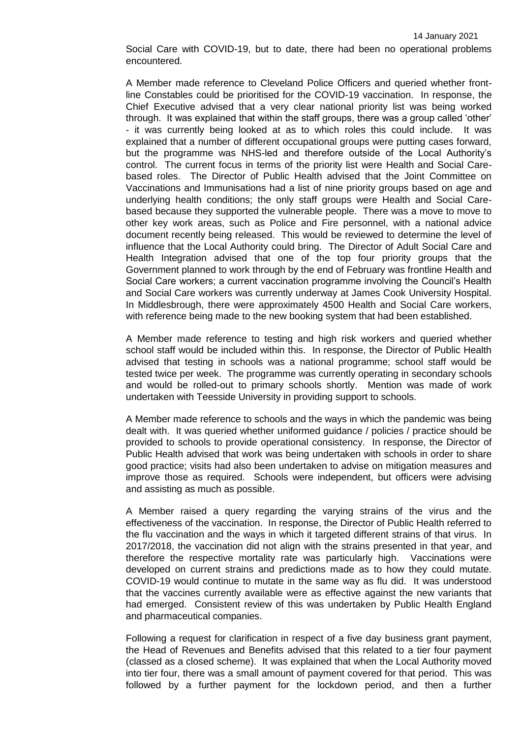Social Care with COVID-19, but to date, there had been no operational problems encountered.

A Member made reference to Cleveland Police Officers and queried whether front-line Constables could be prioritised for the COVID-19 vaccination. In response, the Chief Executive advised that a very clear national priority list was being worked through. It was explained that within the staff groups, there was a group called 'other' - it was currently being looked at as to which roles this could include. It was explained that a number of different occupational groups were putting cases forward, but the programme was NHS-led and therefore outside of the Local Authority's control. The current focus in terms of the priority list were Health and Social Care-based roles. The Director of Public Health advised that the Joint Committee on Vaccinations and Immunisations had a list of nine priority groups based on age and underlying health conditions; the only staff groups were Health and Social Care-based because they supported the vulnerable people. There was a move to move to other key work areas, such as Police and Fire personnel, with a national advice document recently being released. This would be reviewed to determine the level of influence that the Local Authority could bring. The Director of Adult Social Care and Health Integration advised that one of the top four priority groups that the Government planned to work through by the end of February was frontline Health and Social Care workers; a current vaccination programme involving the Council's Health and Social Care workers was currently underway at James Cook University Hospital. In Middlesbrough, there were approximately 4500 Health and Social Care workers, with reference being made to the new booking system that had been established.

A Member made reference to testing and high risk workers and queried whether school staff would be included within this. In response, the Director of Public Health advised that testing in schools was a national programme; school staff would be tested twice per week. The programme was currently operating in secondary schools and would be rolled-out to primary schools shortly. Mention was made of work undertaken with Teesside University in providing support to schools.

A Member made reference to schools and the ways in which the pandemic was being dealt with. It was queried whether uniformed guidance / policies / practice should be provided to schools to provide operational consistency. In response, the Director of Public Health advised that work was being undertaken with schools in order to share good practice; visits had also been undertaken to advise on mitigation measures and improve those as required. Schools were independent, but officers were advising and assisting as much as possible.

A Member raised a query regarding the varying strains of the virus and the effectiveness of the vaccination. In response, the Director of Public Health referred to the flu vaccination and the ways in which it targeted different strains of that virus. In 2017/2018, the vaccination did not align with the strains presented in that year, and therefore the respective mortality rate was particularly high. Vaccinations were developed on current strains and predictions made as to how they could mutate. COVID-19 would continue to mutate in the same way as flu did. It was understood that the vaccines currently available were as effective against the new variants that had emerged. Consistent review of this was undertaken by Public Health England and pharmaceutical companies.

Following a request for clarification in respect of a five day business grant payment, the Head of Revenues and Benefits advised that this related to a tier four payment (classed as a closed scheme). It was explained that when the Local Authority moved into tier four, there was a small amount of payment covered for that period. This was followed by a further payment for the lockdown period, and then a further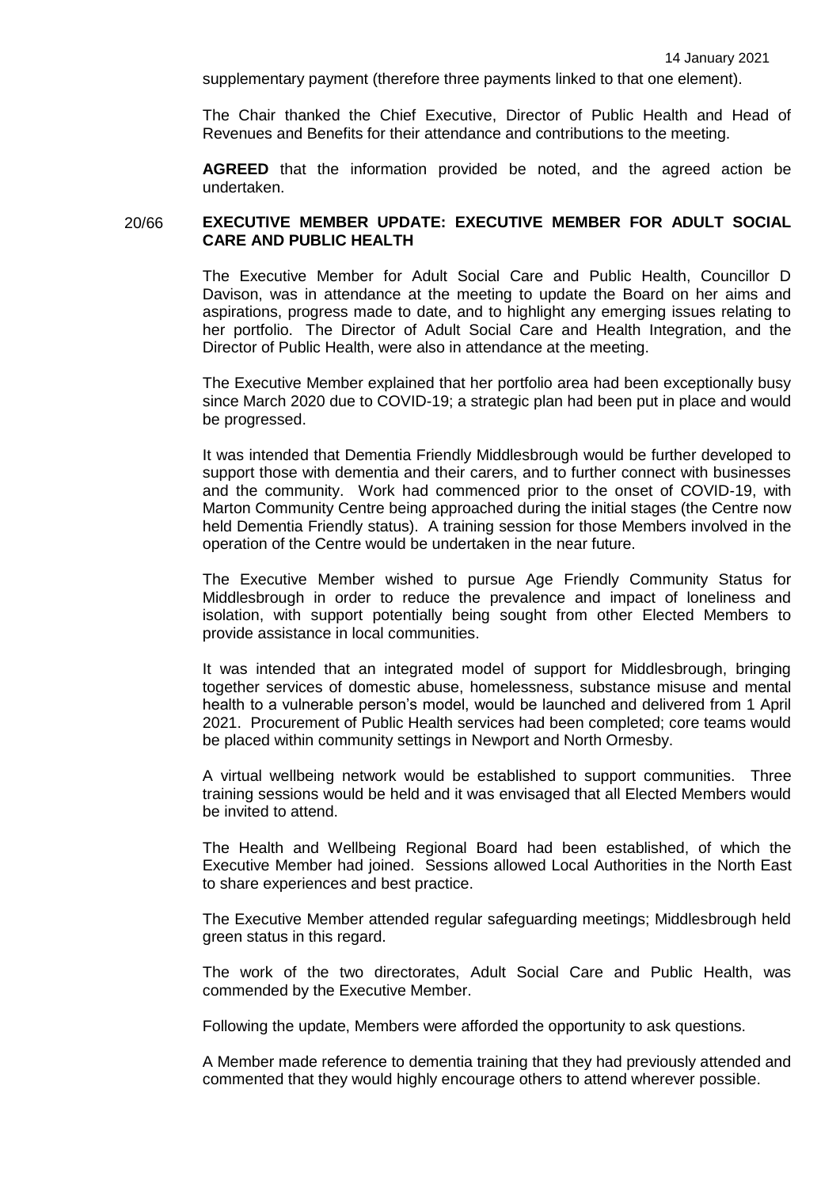supplementary payment (therefore three payments linked to that one element).

The Chair thanked the Chief Executive, Director of Public Health and Head of Revenues and Benefits for their attendance and contributions to the meeting.

**AGREED** that the information provided be noted, and the agreed action be undertaken.

## 20/66 EXECUTIVE MEMBER UPDATE: EXECUTIVE MEMBER FOR ADULT SOCIAL CARE AND PUBLIC HEALTH

The Executive Member for Adult Social Care and Public Health, Councillor D Davison, was in attendance at the meeting to update the Board on her aims and aspirations, progress made to date, and to highlight any emerging issues relating to her portfolio. The Director of Adult Social Care and Health Integration, and the Director of Public Health, were also in attendance at the meeting.

The Executive Member explained that her portfolio area had been exceptionally busy since March 2020 due to COVID-19; a strategic plan had been put in place and would be progressed.

It was intended that Dementia Friendly Middlesbrough would be further developed to support those with dementia and their carers, and to further connect with businesses and the community. Work had commenced prior to the onset of COVID-19, with Marton Community Centre being approached during the initial stages (the Centre now held Dementia Friendly status). A training session for those Members involved in the operation of the Centre would be undertaken in the near future.

The Executive Member wished to pursue Age Friendly Community Status for Middlesbrough in order to reduce the prevalence and impact of loneliness and isolation, with support potentially being sought from other Elected Members to provide assistance in local communities.

It was intended that an integrated model of support for Middlesbrough, bringing together services of domestic abuse, homelessness, substance misuse and mental health to a vulnerable person's model, would be launched and delivered from 1 April 2021. Procurement of Public Health services had been completed; core teams would be placed within community settings in Newport and North Ormesby.

A virtual wellbeing network would be established to support communities. Three training sessions would be held and it was envisaged that all Elected Members would be invited to attend.

The Health and Wellbeing Regional Board had been established, of which the Executive Member had joined. Sessions allowed Local Authorities in the North East to share experiences and best practice.

The Executive Member attended regular safeguarding meetings; Middlesbrough held green status in this regard.

The work of the two directorates, Adult Social Care and Public Health, was commended by the Executive Member.

Following the update, Members were afforded the opportunity to ask questions.

A Member made reference to dementia training that they had previously attended and commented that they would highly encourage others to attend wherever possible.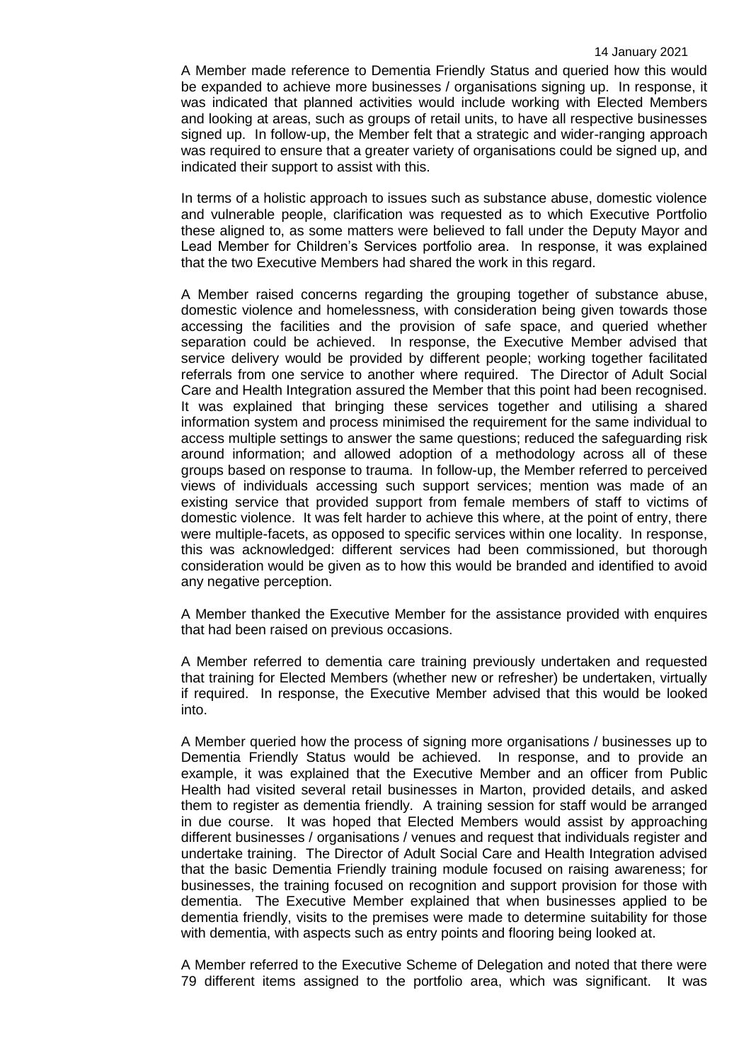A Member made reference to Dementia Friendly Status and queried how this would be expanded to achieve more businesses / organisations signing up. In response, it was indicated that planned activities would include working with Elected Members and looking at areas, such as groups of retail units, to have all respective businesses signed up. In follow-up, the Member felt that a strategic and wider-ranging approach was required to ensure that a greater variety of organisations could be signed up, and indicated their support to assist with this.

In terms of a holistic approach to issues such as substance abuse, domestic violence and vulnerable people, clarification was requested as to which Executive Portfolio these aligned to, as some matters were believed to fall under the Deputy Mayor and Lead Member for Children's Services portfolio area. In response, it was explained that the two Executive Members had shared the work in this regard.

A Member raised concerns regarding the grouping together of substance abuse, domestic violence and homelessness, with consideration being given towards those accessing the facilities and the provision of safe space, and queried whether separation could be achieved. In response, the Executive Member advised that service delivery would be provided by different people; working together facilitated referrals from one service to another where required. The Director of Adult Social Care and Health Integration assured the Member that this point had been recognised. It was explained that bringing these services together and utilising a shared information system and process minimised the requirement for the same individual to access multiple settings to answer the same questions; reduced the safeguarding risk around information; and allowed adoption of a methodology across all of these groups based on response to trauma. In follow-up, the Member referred to perceived views of individuals accessing such support services; mention was made of an existing service that provided support from female members of staff to victims of domestic violence. It was felt harder to achieve this where, at the point of entry, there were multiple-facets, as opposed to specific services within one locality. In response, this was acknowledged: different services had been commissioned, but thorough consideration would be given as to how this would be branded and identified to avoid any negative perception.

A Member thanked the Executive Member for the assistance provided with enquires that had been raised on previous occasions.

A Member referred to dementia care training previously undertaken and requested that training for Elected Members (whether new or refresher) be undertaken, virtually if required. In response, the Executive Member advised that this would be looked into.

A Member queried how the process of signing more organisations / businesses up to Dementia Friendly Status would be achieved. In response, and to provide an example, it was explained that the Executive Member and an officer from Public Health had visited several retail businesses in Marton, provided details, and asked them to register as dementia friendly. A training session for staff would be arranged in due course. It was hoped that Elected Members would assist by approaching different businesses / organisations / venues and request that individuals register and undertake training. The Director of Adult Social Care and Health Integration advised that the basic Dementia Friendly training module focused on raising awareness; for businesses, the training focused on recognition and support provision for those with dementia. The Executive Member explained that when businesses applied to be dementia friendly, visits to the premises were made to determine suitability for those with dementia, with aspects such as entry points and flooring being looked at.

A Member referred to the Executive Scheme of Delegation and noted that there were 79 different items assigned to the portfolio area, which was significant. It was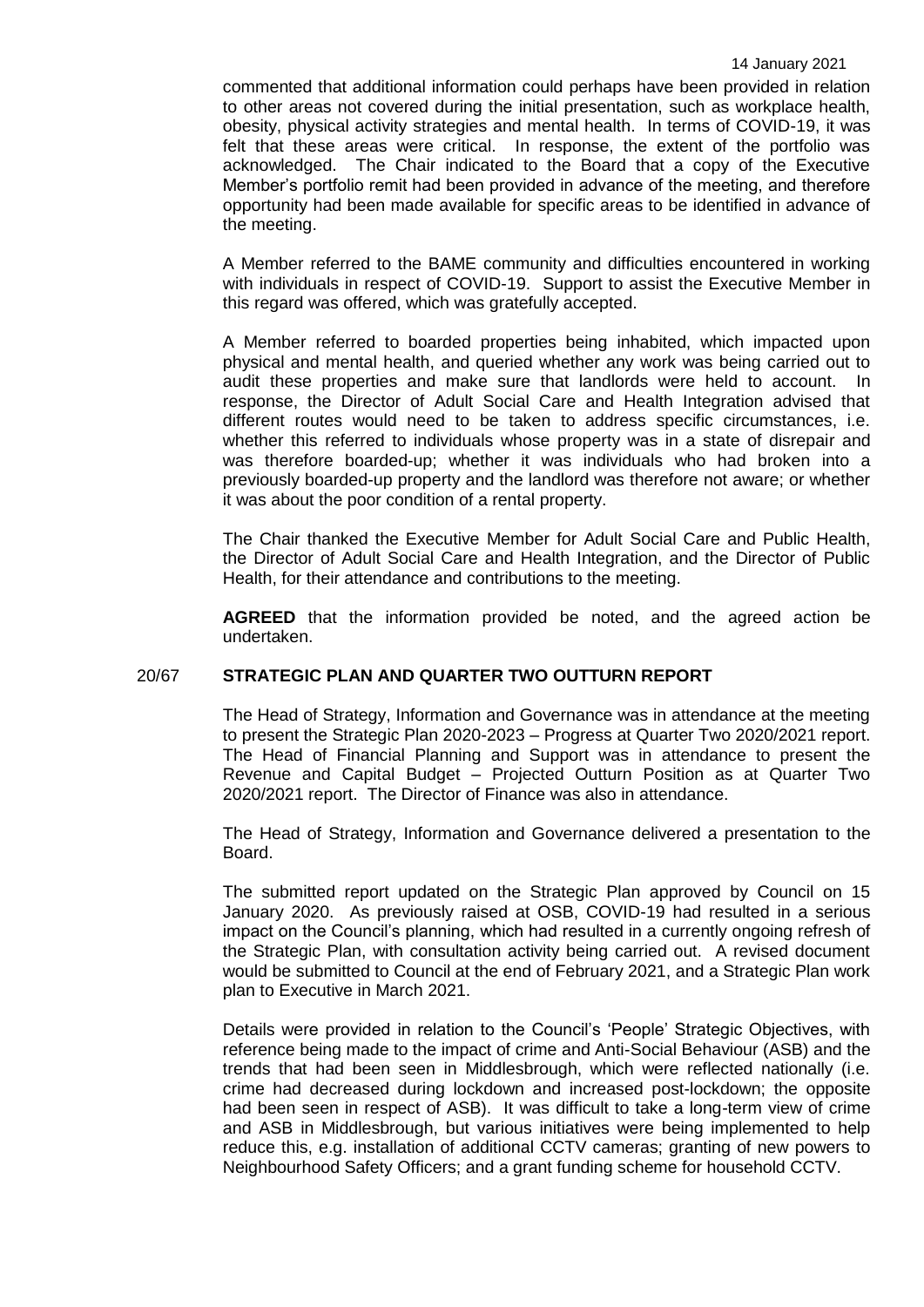commented that additional information could perhaps have been provided in relation to other areas not covered during the initial presentation, such as workplace health, obesity, physical activity strategies and mental health. In terms of COVID-19, it was felt that these areas were critical. In response, the extent of the portfolio was acknowledged. The Chair indicated to the Board that a copy of the Executive Member's portfolio remit had been provided in advance of the meeting, and therefore opportunity had been made available for specific areas to be identified in advance of the meeting.

A Member referred to the BAME community and difficulties encountered in working with individuals in respect of COVID-19. Support to assist the Executive Member in this regard was offered, which was gratefully accepted.

A Member referred to boarded properties being inhabited, which impacted upon physical and mental health, and queried whether any work was being carried out to audit these properties and make sure that landlords were held to account. In response, the Director of Adult Social Care and Health Integration advised that different routes would need to be taken to address specific circumstances, i.e. whether this referred to individuals whose property was in a state of disrepair and was therefore boarded-up; whether it was individuals who had broken into a previously boarded-up property and the landlord was therefore not aware; or whether it was about the poor condition of a rental property.

The Chair thanked the Executive Member for Adult Social Care and Public Health, the Director of Adult Social Care and Health Integration, and the Director of Public Health, for their attendance and contributions to the meeting.

**AGREED** that the information provided be noted, and the agreed action be undertaken.

## 20/67 STRATEGIC PLAN AND QUARTER TWO OUTTURN REPORT

The Head of Strategy, Information and Governance was in attendance at the meeting to present the Strategic Plan 2020-2023 – Progress at Quarter Two 2020/2021 report. The Head of Financial Planning and Support was in attendance to present the Revenue and Capital Budget – Projected Outturn Position as at Quarter Two 2020/2021 report. The Director of Finance was also in attendance.

The Head of Strategy, Information and Governance delivered a presentation to the Board.

The submitted report updated on the Strategic Plan approved by Council on 15 January 2020. As previously raised at OSB, COVID-19 had resulted in a serious impact on the Council's planning, which had resulted in a currently ongoing refresh of the Strategic Plan, with consultation activity being carried out. A revised document would be submitted to Council at the end of February 2021, and a Strategic Plan work plan to Executive in March 2021.

Details were provided in relation to the Council's 'People' Strategic Objectives, with reference being made to the impact of crime and Anti-Social Behaviour (ASB) and the trends that had been seen in Middlesbrough, which were reflected nationally (i.e. crime had decreased during lockdown and increased post-lockdown; the opposite had been seen in respect of ASB). It was difficult to take a long-term view of crime and ASB in Middlesbrough, but various initiatives were being implemented to help reduce this, e.g. installation of additional CCTV cameras; granting of new powers to Neighbourhood Safety Officers; and a grant funding scheme for household CCTV.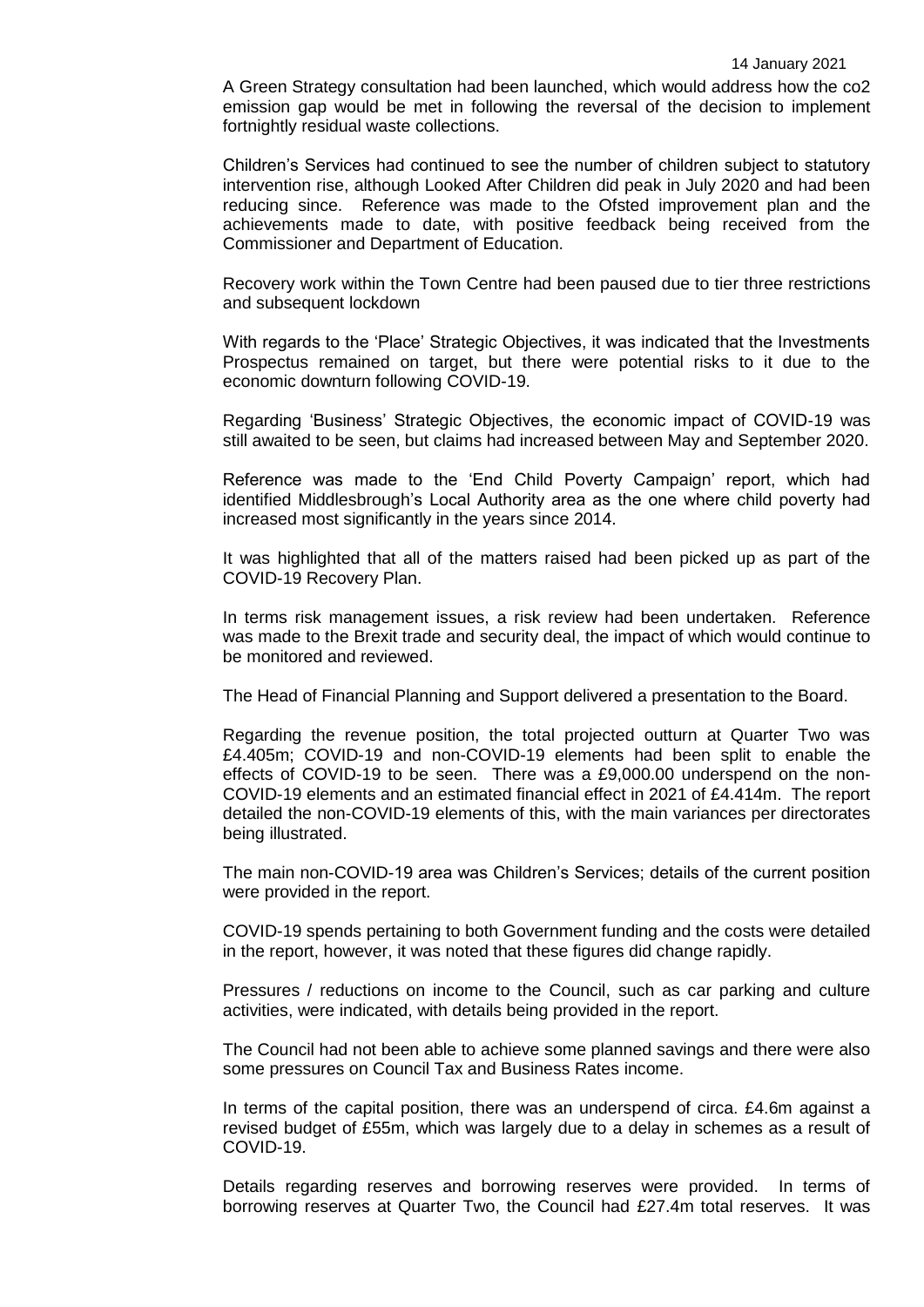A Green Strategy consultation had been launched, which would address how the co2 emission gap would be met in following the reversal of the decision to implement fortnightly residual waste collections.

Children's Services had continued to see the number of children subject to statutory intervention rise, although Looked After Children did peak in July 2020 and had been reducing since. Reference was made to the Ofsted improvement plan and the achievements made to date, with positive feedback being received from the Commissioner and Department of Education.

Recovery work within the Town Centre had been paused due to tier three restrictions and subsequent lockdown

With regards to the 'Place' Strategic Objectives, it was indicated that the Investments Prospectus remained on target, but there were potential risks to it due to the economic downturn following COVID-19.

Regarding 'Business' Strategic Objectives, the economic impact of COVID-19 was still awaited to be seen, but claims had increased between May and September 2020.

Reference was made to the 'End Child Poverty Campaign' report, which had identified Middlesbrough's Local Authority area as the one where child poverty had increased most significantly in the years since 2014.

It was highlighted that all of the matters raised had been picked up as part of the COVID-19 Recovery Plan.

In terms risk management issues, a risk review had been undertaken. Reference was made to the Brexit trade and security deal, the impact of which would continue to be monitored and reviewed.

The Head of Financial Planning and Support delivered a presentation to the Board.

Regarding the revenue position, the total projected outturn at Quarter Two was £4.405m; COVID-19 and non-COVID-19 elements had been split to enable the effects of COVID-19 to be seen. There was a £9,000.00 underspend on the non-COVID-19 elements and an estimated financial effect in 2021 of £4.414m. The report detailed the non-COVID-19 elements of this, with the main variances per directorates being illustrated.

The main non-COVID-19 area was Children's Services; details of the current position were provided in the report.

COVID-19 spends pertaining to both Government funding and the costs were detailed in the report, however, it was noted that these figures did change rapidly.

Pressures / reductions on income to the Council, such as car parking and culture activities, were indicated, with details being provided in the report.

The Council had not been able to achieve some planned savings and there were also some pressures on Council Tax and Business Rates income.

In terms of the capital position, there was an underspend of circa. £4.6m against a revised budget of £55m, which was largely due to a delay in schemes as a result of COVID-19.

Details regarding reserves and borrowing reserves were provided. In terms of borrowing reserves at Quarter Two, the Council had £27.4m total reserves. It was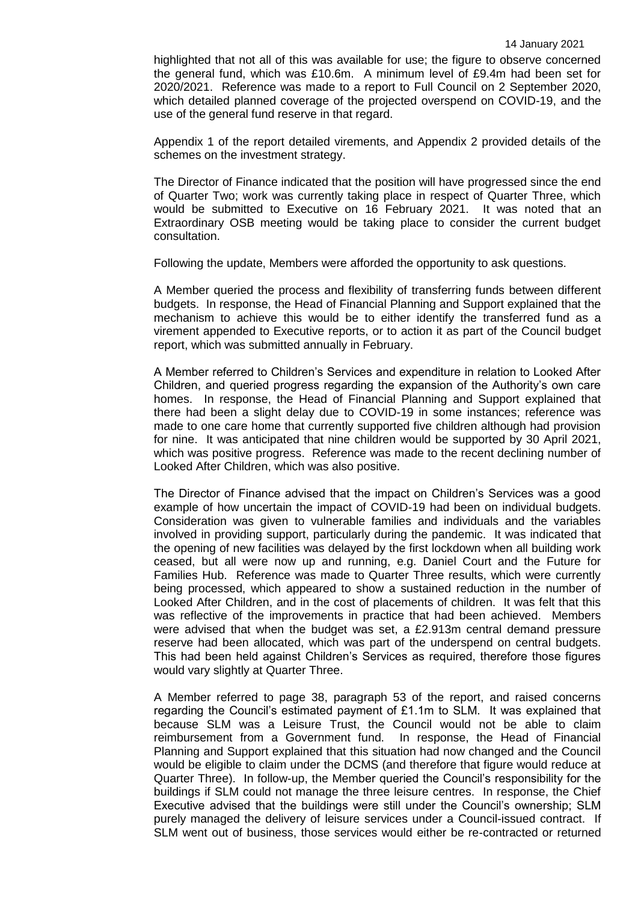highlighted that not all of this was available for use; the figure to observe concerned the general fund, which was £10.6m. A minimum level of £9.4m had been set for 2020/2021. Reference was made to a report to Full Council on 2 September 2020, which detailed planned coverage of the projected overspend on COVID-19, and the use of the general fund reserve in that regard.

Appendix 1 of the report detailed virements, and Appendix 2 provided details of the schemes on the investment strategy.

The Director of Finance indicated that the position will have progressed since the end of Quarter Two; work was currently taking place in respect of Quarter Three, which would be submitted to Executive on 16 February 2021. It was noted that an Extraordinary OSB meeting would be taking place to consider the current budget consultation.

Following the update, Members were afforded the opportunity to ask questions.

A Member queried the process and flexibility of transferring funds between different budgets. In response, the Head of Financial Planning and Support explained that the mechanism to achieve this would be to either identify the transferred fund as a virement appended to Executive reports, or to action it as part of the Council budget report, which was submitted annually in February.

A Member referred to Children's Services and expenditure in relation to Looked After Children, and queried progress regarding the expansion of the Authority's own care homes. In response, the Head of Financial Planning and Support explained that there had been a slight delay due to COVID-19 in some instances; reference was made to one care home that currently supported five children although had provision for nine. It was anticipated that nine children would be supported by 30 April 2021, which was positive progress. Reference was made to the recent declining number of Looked After Children, which was also positive.

The Director of Finance advised that the impact on Children's Services was a good example of how uncertain the impact of COVID-19 had been on individual budgets. Consideration was given to vulnerable families and individuals and the variables involved in providing support, particularly during the pandemic. It was indicated that the opening of new facilities was delayed by the first lockdown when all building work ceased, but all were now up and running, e.g. Daniel Court and the Future for Families Hub. Reference was made to Quarter Three results, which were currently being processed, which appeared to show a sustained reduction in the number of Looked After Children, and in the cost of placements of children. It was felt that this was reflective of the improvements in practice that had been achieved. Members were advised that when the budget was set, a £2.913m central demand pressure reserve had been allocated, which was part of the underspend on central budgets. This had been held against Children's Services as required, therefore those figures would vary slightly at Quarter Three.

A Member referred to page 38, paragraph 53 of the report, and raised concerns regarding the Council's estimated payment of £1.1m to SLM. It was explained that because SLM was a Leisure Trust, the Council would not be able to claim reimbursement from a Government fund. In response, the Head of Financial Planning and Support explained that this situation had now changed and the Council would be eligible to claim under the DCMS (and therefore that figure would reduce at Quarter Three). In follow-up, the Member queried the Council's responsibility for the buildings if SLM could not manage the three leisure centres. In response, the Chief Executive advised that the buildings were still under the Council's ownership; SLM purely managed the delivery of leisure services under a Council-issued contract. If SLM went out of business, those services would either be re-contracted or returned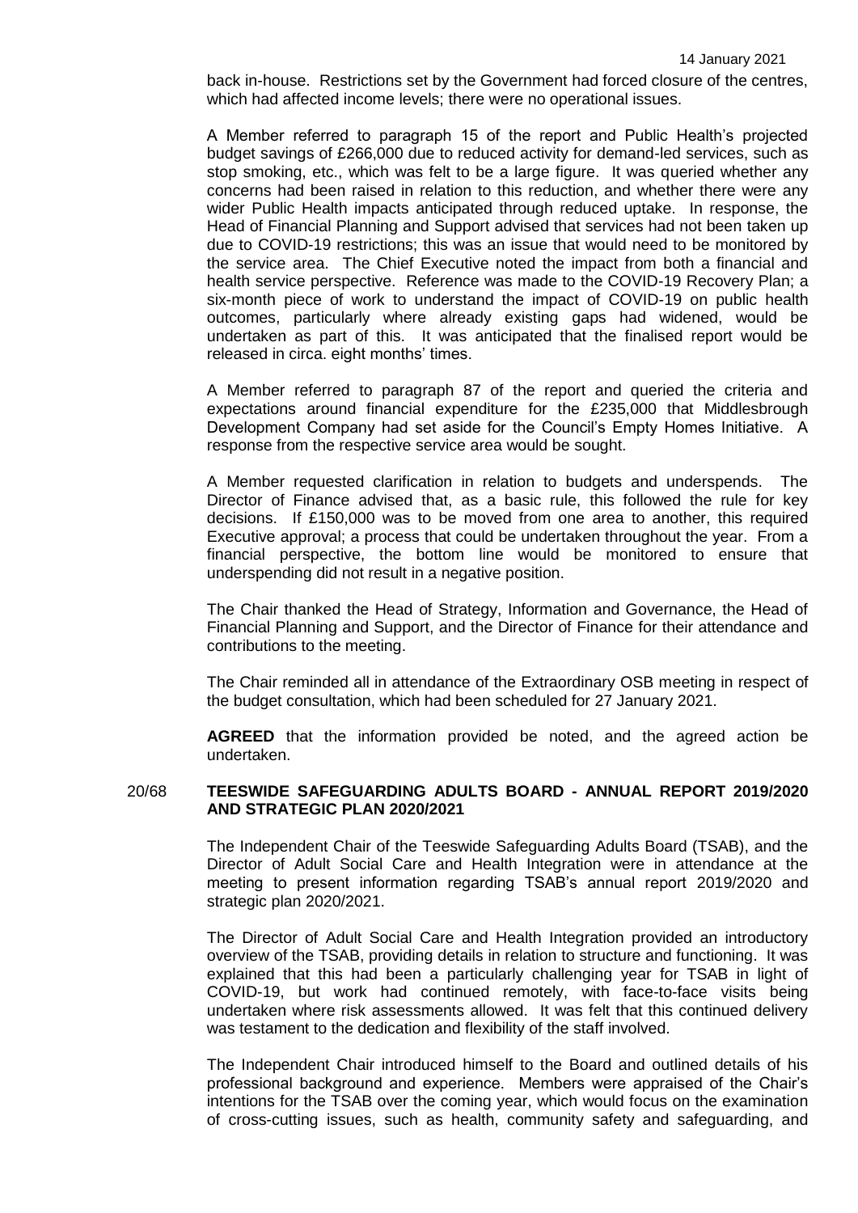back in-house. Restrictions set by the Government had forced closure of the centres, which had affected income levels; there were no operational issues.

A Member referred to paragraph 15 of the report and Public Health's projected budget savings of £266,000 due to reduced activity for demand-led services, such as stop smoking, etc., which was felt to be a large figure. It was queried whether any concerns had been raised in relation to this reduction, and whether there were any wider Public Health impacts anticipated through reduced uptake. In response, the Head of Financial Planning and Support advised that services had not been taken up due to COVID-19 restrictions; this was an issue that would need to be monitored by the service area. The Chief Executive noted the impact from both a financial and health service perspective. Reference was made to the COVID-19 Recovery Plan; a six-month piece of work to understand the impact of COVID-19 on public health outcomes, particularly where already existing gaps had widened, would be undertaken as part of this. It was anticipated that the finalised report would be released in circa. eight months' times.

A Member referred to paragraph 87 of the report and queried the criteria and expectations around financial expenditure for the £235,000 that Middlesbrough Development Company had set aside for the Council's Empty Homes Initiative. A response from the respective service area would be sought.

A Member requested clarification in relation to budgets and underspends. The Director of Finance advised that, as a basic rule, this followed the rule for key decisions. If £150,000 was to be moved from one area to another, this required Executive approval; a process that could be undertaken throughout the year. From a financial perspective, the bottom line would be monitored to ensure that underspending did not result in a negative position.

The Chair thanked the Head of Strategy, Information and Governance, the Head of Financial Planning and Support, and the Director of Finance for their attendance and contributions to the meeting.

The Chair reminded all in attendance of the Extraordinary OSB meeting in respect of the budget consultation, which had been scheduled for 27 January 2021.

**AGREED** that the information provided be noted, and the agreed action be undertaken.

## 20/68 TEESWIDE SAFEGUARDING ADULTS BOARD - ANNUAL REPORT 2019/2020 AND STRATEGIC PLAN 2020/2021

The Independent Chair of the Teeswide Safeguarding Adults Board (TSAB), and the Director of Adult Social Care and Health Integration were in attendance at the meeting to present information regarding TSAB's annual report 2019/2020 and strategic plan 2020/2021.

The Director of Adult Social Care and Health Integration provided an introductory overview of the TSAB, providing details in relation to structure and functioning. It was explained that this had been a particularly challenging year for TSAB in light of COVID-19, but work had continued remotely, with face-to-face visits being undertaken where risk assessments allowed. It was felt that this continued delivery was testament to the dedication and flexibility of the staff involved.

The Independent Chair introduced himself to the Board and outlined details of his professional background and experience. Members were appraised of the Chair's intentions for the TSAB over the coming year, which would focus on the examination of cross-cutting issues, such as health, community safety and safeguarding, and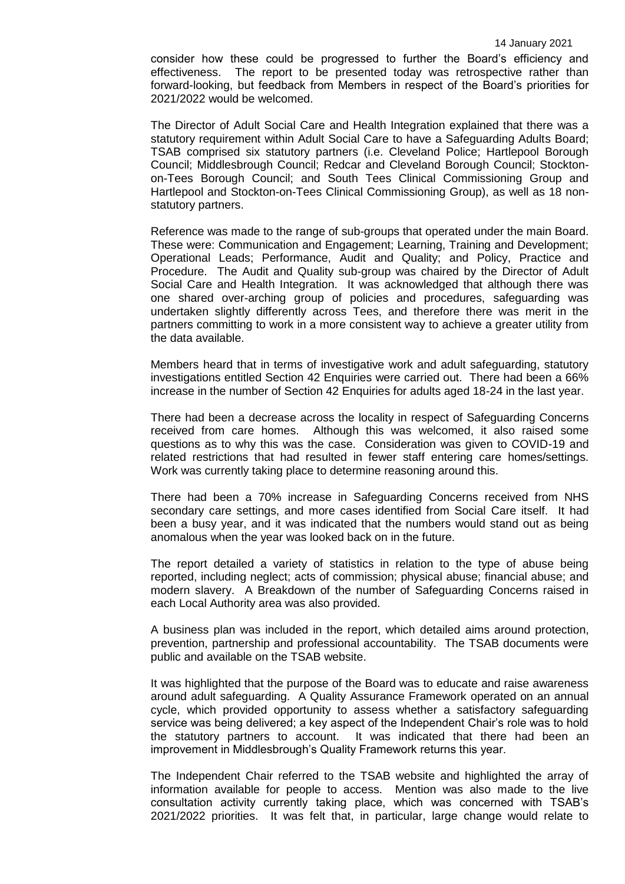consider how these could be progressed to further the Board's efficiency and effectiveness. The report to be presented today was retrospective rather than forward-looking, but feedback from Members in respect of the Board's priorities for 2021/2022 would be welcomed.

The Director of Adult Social Care and Health Integration explained that there was a statutory requirement within Adult Social Care to have a Safeguarding Adults Board; TSAB comprised six statutory partners (i.e. Cleveland Police; Hartlepool Borough Council; Middlesbrough Council; Redcar and Cleveland Borough Council; Stockton-on-Tees Borough Council; and South Tees Clinical Commissioning Group and Hartlepool and Stockton-on-Tees Clinical Commissioning Group), as well as 18 non-statutory partners.

Reference was made to the range of sub-groups that operated under the main Board. These were: Communication and Engagement; Learning, Training and Development; Operational Leads; Performance, Audit and Quality; and Policy, Practice and Procedure. The Audit and Quality sub-group was chaired by the Director of Adult Social Care and Health Integration. It was acknowledged that although there was one shared over-arching group of policies and procedures, safeguarding was undertaken slightly differently across Tees, and therefore there was merit in the partners committing to work in a more consistent way to achieve a greater utility from the data available.

Members heard that in terms of investigative work and adult safeguarding, statutory investigations entitled Section 42 Enquiries were carried out. There had been a 66% increase in the number of Section 42 Enquiries for adults aged 18-24 in the last year.

There had been a decrease across the locality in respect of Safeguarding Concerns received from care homes. Although this was welcomed, it also raised some questions as to why this was the case. Consideration was given to COVID-19 and related restrictions that had resulted in fewer staff entering care homes/settings. Work was currently taking place to determine reasoning around this.

There had been a 70% increase in Safeguarding Concerns received from NHS secondary care settings, and more cases identified from Social Care itself. It had been a busy year, and it was indicated that the numbers would stand out as being anomalous when the year was looked back on in the future.

The report detailed a variety of statistics in relation to the type of abuse being reported, including neglect; acts of commission; physical abuse; financial abuse; and modern slavery. A Breakdown of the number of Safeguarding Concerns raised in each Local Authority area was also provided.

A business plan was included in the report, which detailed aims around protection, prevention, partnership and professional accountability. The TSAB documents were public and available on the TSAB website.

It was highlighted that the purpose of the Board was to educate and raise awareness around adult safeguarding. A Quality Assurance Framework operated on an annual cycle, which provided opportunity to assess whether a satisfactory safeguarding service was being delivered; a key aspect of the Independent Chair's role was to hold the statutory partners to account. It was indicated that there had been an improvement in Middlesbrough's Quality Framework returns this year.

The Independent Chair referred to the TSAB website and highlighted the array of information available for people to access. Mention was also made to the live consultation activity currently taking place, which was concerned with TSAB's 2021/2022 priorities. It was felt that, in particular, large change would relate to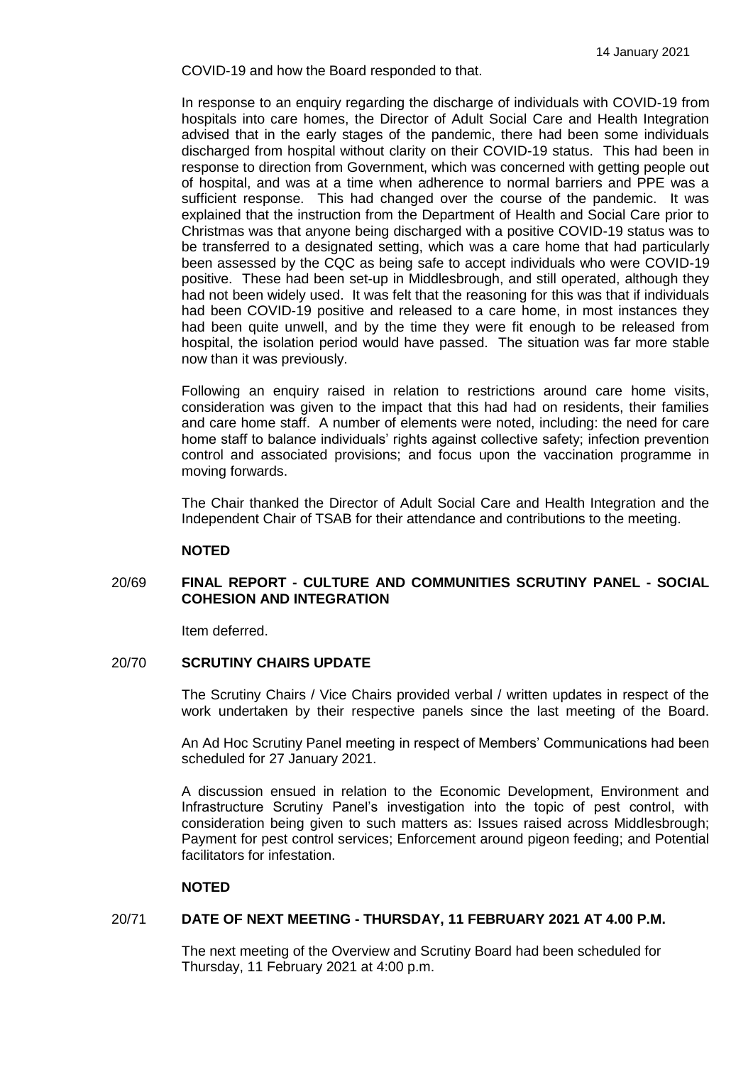COVID-19 and how the Board responded to that.

In response to an enquiry regarding the discharge of individuals with COVID-19 from hospitals into care homes, the Director of Adult Social Care and Health Integration advised that in the early stages of the pandemic, there had been some individuals discharged from hospital without clarity on their COVID-19 status. This had been in response to direction from Government, which was concerned with getting people out of hospital, and was at a time when adherence to normal barriers and PPE was a sufficient response. This had changed over the course of the pandemic. It was explained that the instruction from the Department of Health and Social Care prior to Christmas was that anyone being discharged with a positive COVID-19 status was to be transferred to a designated setting, which was a care home that had particularly been assessed by the CQC as being safe to accept individuals who were COVID-19 positive. These had been set-up in Middlesbrough, and still operated, although they had not been widely used. It was felt that the reasoning for this was that if individuals had been COVID-19 positive and released to a care home, in most instances they had been quite unwell, and by the time they were fit enough to be released from hospital, the isolation period would have passed. The situation was far more stable now than it was previously.

Following an enquiry raised in relation to restrictions around care home visits, consideration was given to the impact that this had had on residents, their families and care home staff. A number of elements were noted, including: the need for care home staff to balance individuals' rights against collective safety; infection prevention control and associated provisions; and focus upon the vaccination programme in moving forwards.

The Chair thanked the Director of Adult Social Care and Health Integration and the Independent Chair of TSAB for their attendance and contributions to the meeting.

**NOTED**

## 20/69 FINAL REPORT - CULTURE AND COMMUNITIES SCRUTINY PANEL - SOCIAL COHESION AND INTEGRATION

Item deferred.

## 20/70 SCRUTINY CHAIRS UPDATE

The Scrutiny Chairs / Vice Chairs provided verbal / written updates in respect of the work undertaken by their respective panels since the last meeting of the Board.

An Ad Hoc Scrutiny Panel meeting in respect of Members' Communications had been scheduled for 27 January 2021.

A discussion ensued in relation to the Economic Development, Environment and Infrastructure Scrutiny Panel's investigation into the topic of pest control, with consideration being given to such matters as: Issues raised across Middlesbrough; Payment for pest control services; Enforcement around pigeon feeding; and Potential facilitators for infestation.

**NOTED**

## 20/71 DATE OF NEXT MEETING - THURSDAY, 11 FEBRUARY 2021 AT 4.00 P.M.

The next meeting of the Overview and Scrutiny Board had been scheduled for Thursday, 11 February 2021 at 4:00 p.m.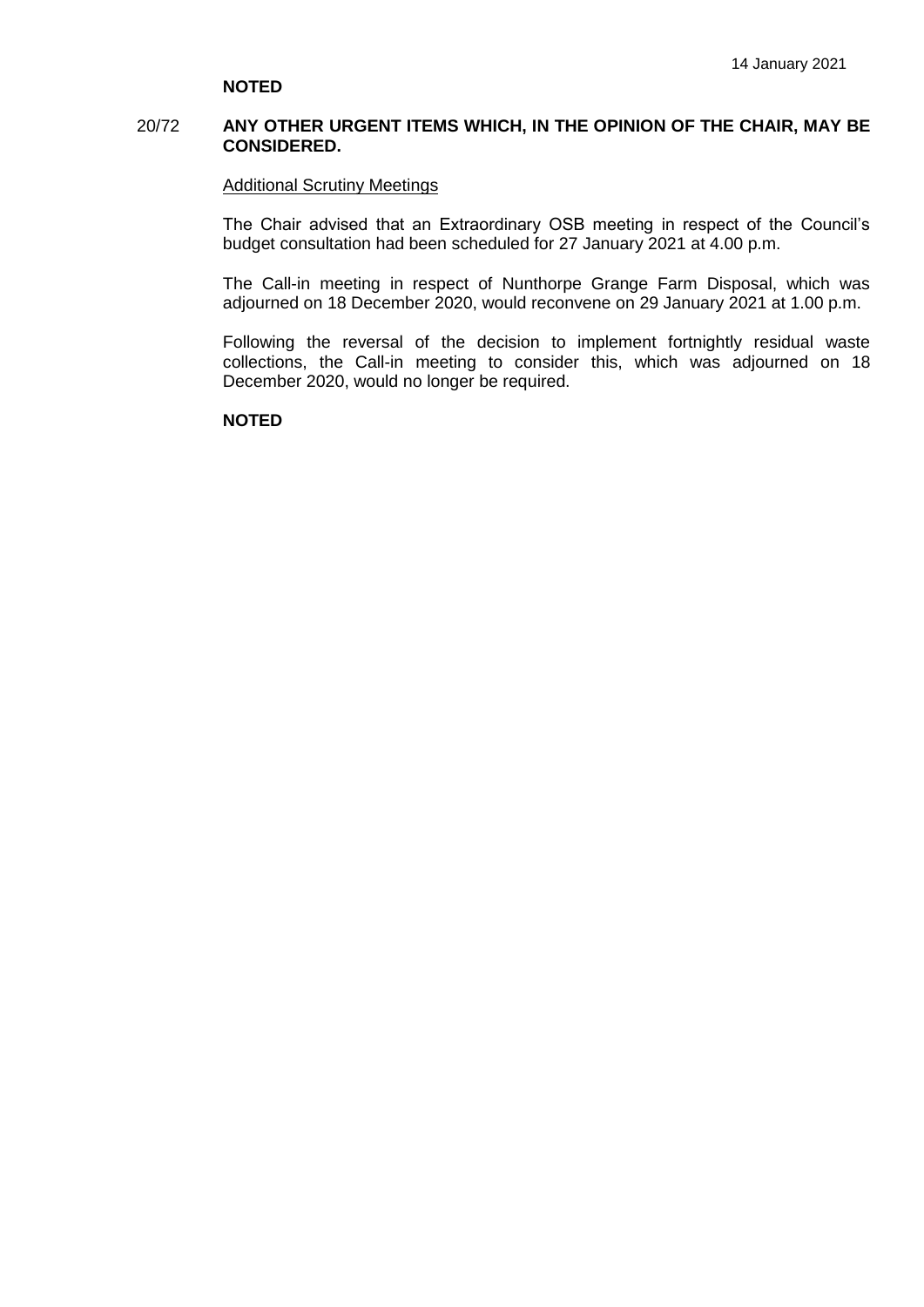**NOTED**

20/72 **ANY OTHER URGENT ITEMS WHICH, IN THE OPINION OF THE CHAIR, MAY BE CONSIDERED.**

Additional Scrutiny Meetings

The Chair advised that an Extraordinary OSB meeting in respect of the Council's budget consultation had been scheduled for 27 January 2021 at 4.00 p.m.

The Call-in meeting in respect of Nunthorpe Grange Farm Disposal, which was adjourned on 18 December 2020, would reconvene on 29 January 2021 at 1.00 p.m.

Following the reversal of the decision to implement fortnightly residual waste collections, the Call-in meeting to consider this, which was adjourned on 18 December 2020, would no longer be required.

**NOTED**